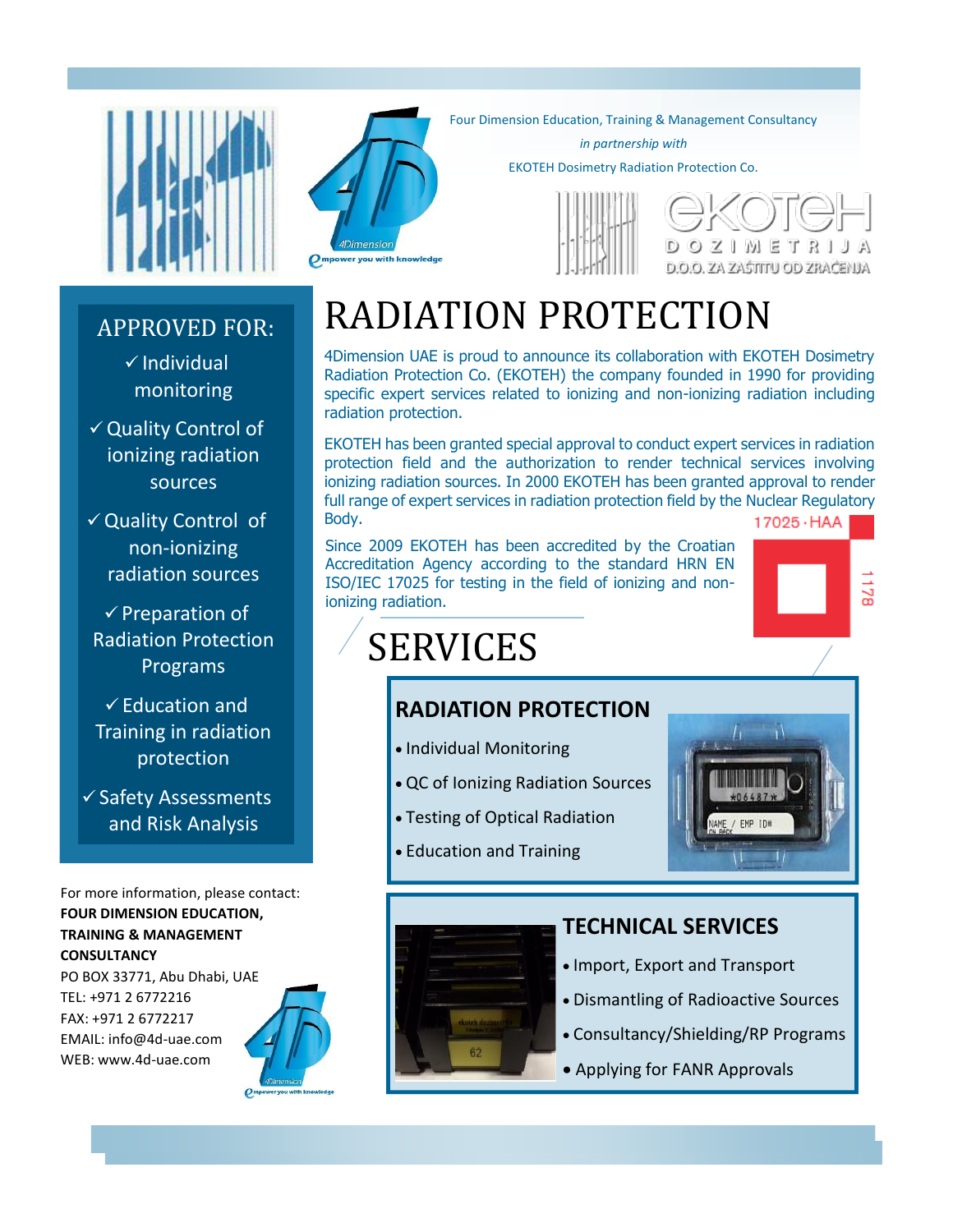Four Dimension Education, Training & Management Consultancy

*in partnership with*

EKOTEH Dosimetry Radiation Protection Co.

ekoteh DOZIMETRIJA D.O.O. ZA ZAŠTITU OD ZRAČENJA

4Dimension — empower you with knowledge

## APPROVED FOR:

- ✓ Individual monitoring
- ✓ Quality Control of ionizing radiation sources
- ✓ Quality Control of non-ionizing radiation sources
- ✓ Preparation of Radiation Protection Programs
- ✓ Education and Training in radiation protection
- ✓ Safety Assessments and Risk Analysis

# RADIATION PROTECTION

4Dimension UAE is proud to announce its collaboration with EKOTEH Dosimetry Radiation Protection Co. (EKOTEH) the company founded in 1990 for providing specific expert services related to ionizing and non-ionizing radiation including radiation protection.

EKOTEH has been granted special approval to conduct expert services in radiation protection field and the authorization to render technical services involving ionizing radiation sources. In 2000 EKOTEH has been granted approval to render full range of expert services in radiation protection field by the Nuclear Regulatory Body.

Since 2009 EKOTEH has been accredited by the Croatian Accreditation Agency according to the standard HRN EN ISO/IEC 17025 for testing in the field of ionizing and non-ionizing radiation.

17025 · HAA 1178

# SERVICES

### RADIATION PROTECTION

- Individual Monitoring
- QC of Ionizing Radiation Sources
- Testing of Optical Radiation
- Education and Training

### TECHNICAL SERVICES

- Import, Export and Transport
- Dismantling of Radioactive Sources
- Consultancy/Shielding/RP Programs
- Applying for FANR Approvals

For more information, please contact:

**FOUR DIMENSION EDUCATION, TRAINING & MANAGEMENT CONSULTANCY**

PO BOX 33771, Abu Dhabi, UAE

TEL: +971 2 6772216

FAX: +971 2 6772217

EMAIL: info@4d-uae.com

WEB: www.4d-uae.com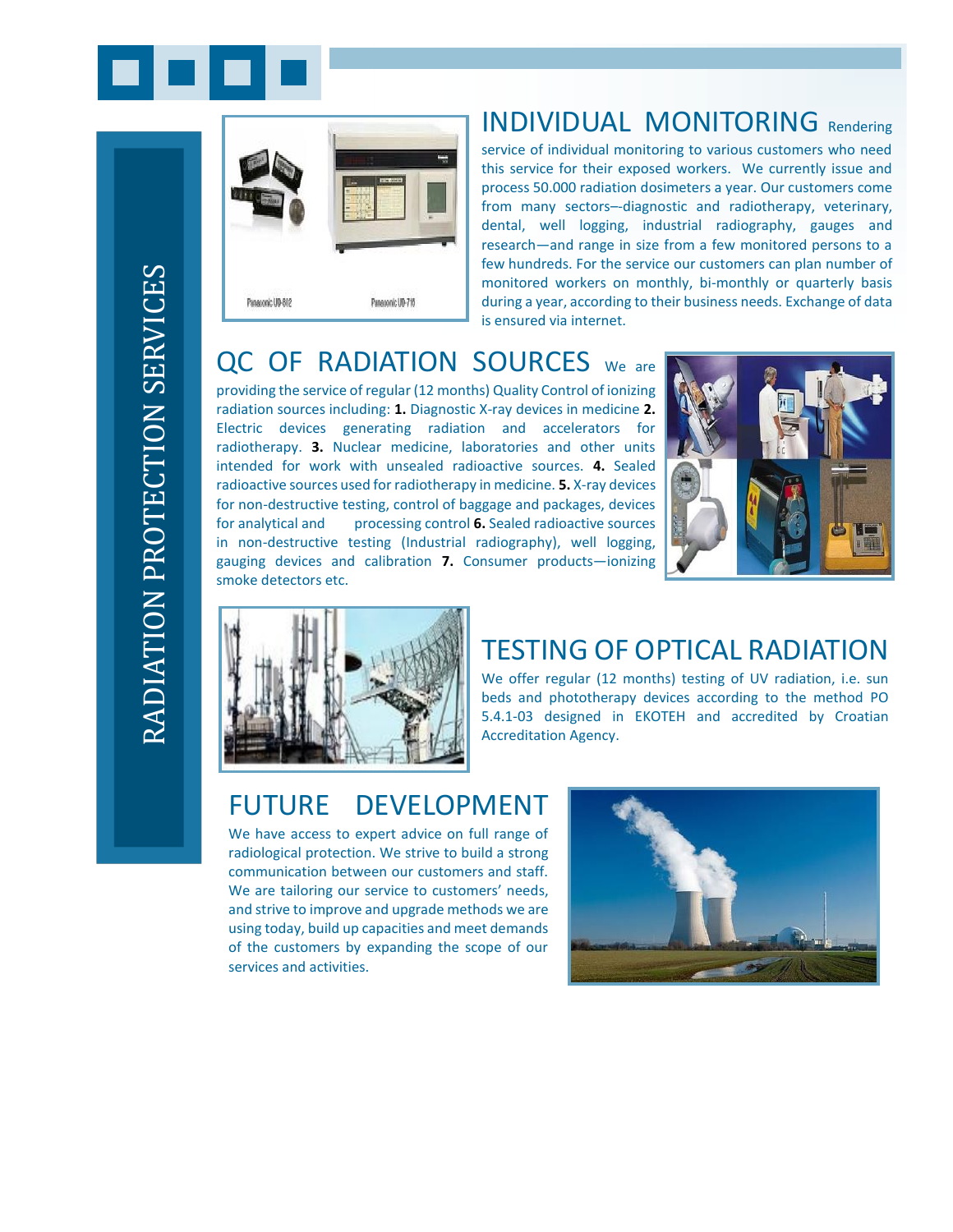# RADIATION PROTECTION SERVICES

## INDIVIDUAL MONITORING

Rendering service of individual monitoring to various customers who need this service for their exposed workers. We currently issue and process 50.000 radiation dosimeters a year. Our customers come from many sectors–-diagnostic and radiotherapy, veterinary, dental, well logging, industrial radiography, gauges and research—and range in size from a few monitored persons to a few hundreds. For the service our customers can plan number of monitored workers on monthly, bi-monthly or quarterly basis during a year, according to their business needs. Exchange of data is ensured via internet.

## QC OF RADIATION SOURCES

We are providing the service of regular (12 months) Quality Control of ionizing radiation sources including: **1.** Diagnostic X-ray devices in medicine **2.** Electric devices generating radiation and accelerators for radiotherapy. **3.** Nuclear medicine, laboratories and other units intended for work with unsealed radioactive sources. **4.** Sealed radioactive sources used for radiotherapy in medicine. **5.** X-ray devices for non-destructive testing, control of baggage and packages, devices for analytical and processing control **6.** Sealed radioactive sources in non-destructive testing (Industrial radiography), well logging, gauging devices and calibration **7.** Consumer products—ionizing smoke detectors etc.

## TESTING OF OPTICAL RADIATION

We offer regular (12 months) testing of UV radiation, i.e. sun beds and phototherapy devices according to the method PO 5.4.1-03 designed in EKOTEH and accredited by Croatian Accreditation Agency.

## FUTURE DEVELOPMENT

We have access to expert advice on full range of radiological protection. We strive to build a strong communication between our customers and staff. We are tailoring our service to customers' needs, and strive to improve and upgrade methods we are using today, build up capacities and meet demands of the customers by expanding the scope of our services and activities.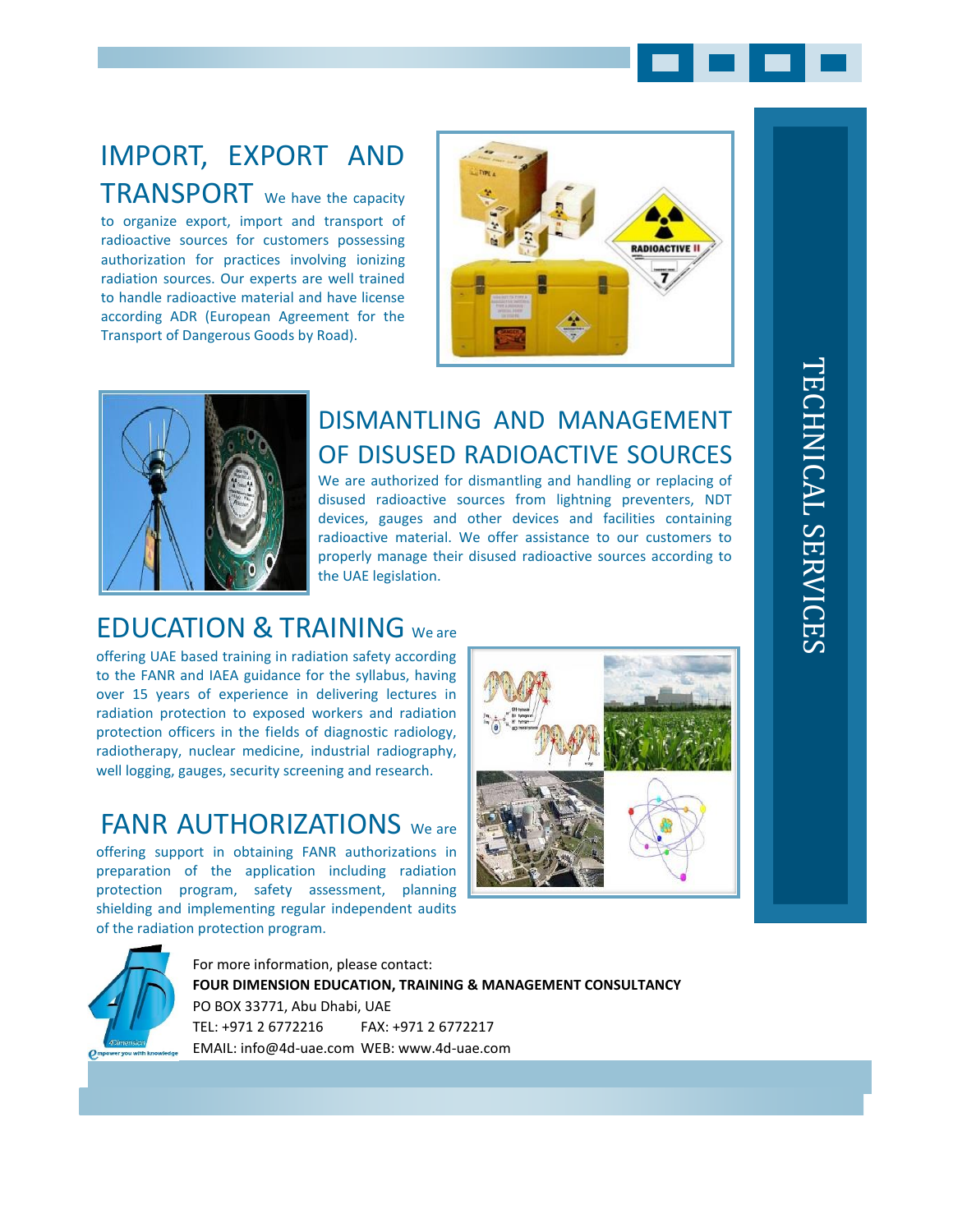# TECHICAL SERVICES

## IMPORT, EXPORT AND TRANSPORT

We have the capacity to organize export, import and transport of radioactive sources for customers possessing authorization for practices involving ionizing radiation sources. Our experts are well trained to handle radioactive material and have license according ADR (European Agreement for the Transport of Dangerous Goods by Road).

## DISMANTLING AND MANAGEMENT OF DISUSED RADIOACTIVE SOURCES

We are authorized for dismantling and handling or replacing of disused radioactive sources from lightning preventers, NDT devices, gauges and other devices and facilities containing radioactive material. We offer assistance to our customers to properly manage their disused radioactive sources according to the UAE legislation.

## EDUCATION & TRAINING

We are offering UAE based training in radiation safety according to the FANR and IAEA guidance for the syllabus, having over 15 years of experience in delivering lectures in radiation protection to exposed workers and radiation protection officers in the fields of diagnostic radiology, radiotherapy, nuclear medicine, industrial radiography, well logging, gauges, security screening and research.

## FANR AUTHORIZATIONS

We are offering support in obtaining FANR authorizations in preparation of the application including radiation protection program, safety assessment, planning shielding and implementing regular independent audits of the radiation protection program.

For more information, please contact:
**FOUR DIMENSION EDUCATION, TRAINING & MANAGEMENT CONSULTANCY**
PO BOX 33771, Abu Dhabi, UAE
TEL: +971 2 6772216 FAX: +971 2 6772217
EMAIL: info@4d-uae.com WEB: www.4d-uae.com